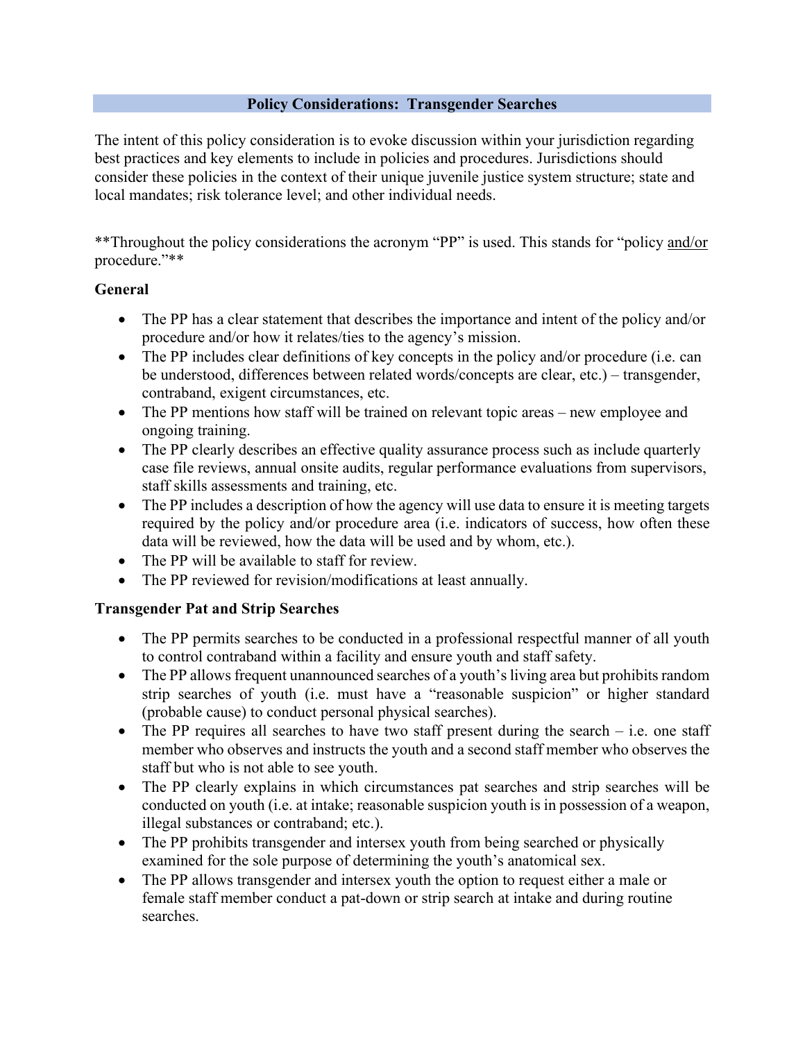## Policy Considerations: Transgender Searches

The intent of this policy consideration is to evoke discussion within your jurisdiction regarding best practices and key elements to include in policies and procedures. Jurisdictions should consider these policies in the context of their unique juvenile justice system structure; state and local mandates; risk tolerance level; and other individual needs.

**Throughout the policy considerations the acronym "PP" is used. This stands for "policy and/or procedure."**

### General

- The PP has a clear statement that describes the importance and intent of the policy and/or procedure and/or how it relates/ties to the agency's mission.
- The PP includes clear definitions of key concepts in the policy and/or procedure (i.e. can be understood, differences between related words/concepts are clear, etc.) – transgender, contraband, exigent circumstances, etc.
- The PP mentions how staff will be trained on relevant topic areas – new employee and ongoing training.
- The PP clearly describes an effective quality assurance process such as include quarterly case file reviews, annual onsite audits, regular performance evaluations from supervisors, staff skills assessments and training, etc.
- The PP includes a description of how the agency will use data to ensure it is meeting targets required by the policy and/or procedure area (i.e. indicators of success, how often these data will be reviewed, how the data will be used and by whom, etc.).
- The PP will be available to staff for review.
- The PP reviewed for revision/modifications at least annually.

### Transgender Pat and Strip Searches

- The PP permits searches to be conducted in a professional respectful manner of all youth to control contraband within a facility and ensure youth and staff safety.
- The PP allows frequent unannounced searches of a youth's living area but prohibits random strip searches of youth (i.e. must have a "reasonable suspicion" or higher standard (probable cause) to conduct personal physical searches).
- The PP requires all searches to have two staff present during the search – i.e. one staff member who observes and instructs the youth and a second staff member who observes the staff but who is not able to see youth.
- The PP clearly explains in which circumstances pat searches and strip searches will be conducted on youth (i.e. at intake; reasonable suspicion youth is in possession of a weapon, illegal substances or contraband; etc.).
- The PP prohibits transgender and intersex youth from being searched or physically examined for the sole purpose of determining the youth's anatomical sex.
- The PP allows transgender and intersex youth the option to request either a male or female staff member conduct a pat-down or strip search at intake and during routine searches.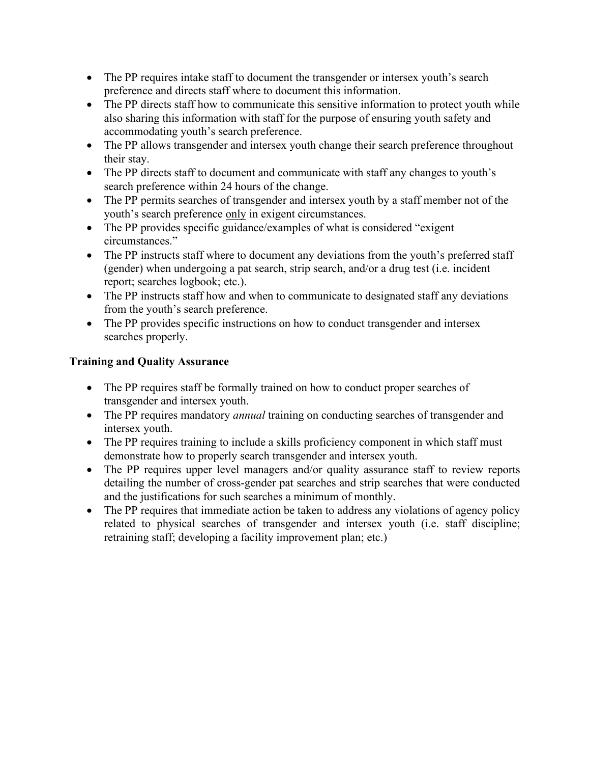- The PP requires intake staff to document the transgender or intersex youth's search preference and directs staff where to document this information.
- The PP directs staff how to communicate this sensitive information to protect youth while also sharing this information with staff for the purpose of ensuring youth safety and accommodating youth's search preference.
- The PP allows transgender and intersex youth change their search preference throughout their stay.
- The PP directs staff to document and communicate with staff any changes to youth's search preference within 24 hours of the change.
- The PP permits searches of transgender and intersex youth by a staff member not of the youth's search preference only in exigent circumstances.
- The PP provides specific guidance/examples of what is considered "exigent circumstances."
- The PP instructs staff where to document any deviations from the youth's preferred staff (gender) when undergoing a pat search, strip search, and/or a drug test (i.e. incident report; searches logbook; etc.).
- The PP instructs staff how and when to communicate to designated staff any deviations from the youth's search preference.
- The PP provides specific instructions on how to conduct transgender and intersex searches properly.

**Training and Quality Assurance**

- The PP requires staff be formally trained on how to conduct proper searches of transgender and intersex youth.
- The PP requires mandatory *annual* training on conducting searches of transgender and intersex youth.
- The PP requires training to include a skills proficiency component in which staff must demonstrate how to properly search transgender and intersex youth.
- The PP requires upper level managers and/or quality assurance staff to review reports detailing the number of cross-gender pat searches and strip searches that were conducted and the justifications for such searches a minimum of monthly.
- The PP requires that immediate action be taken to address any violations of agency policy related to physical searches of transgender and intersex youth (i.e. staff discipline; retraining staff; developing a facility improvement plan; etc.)